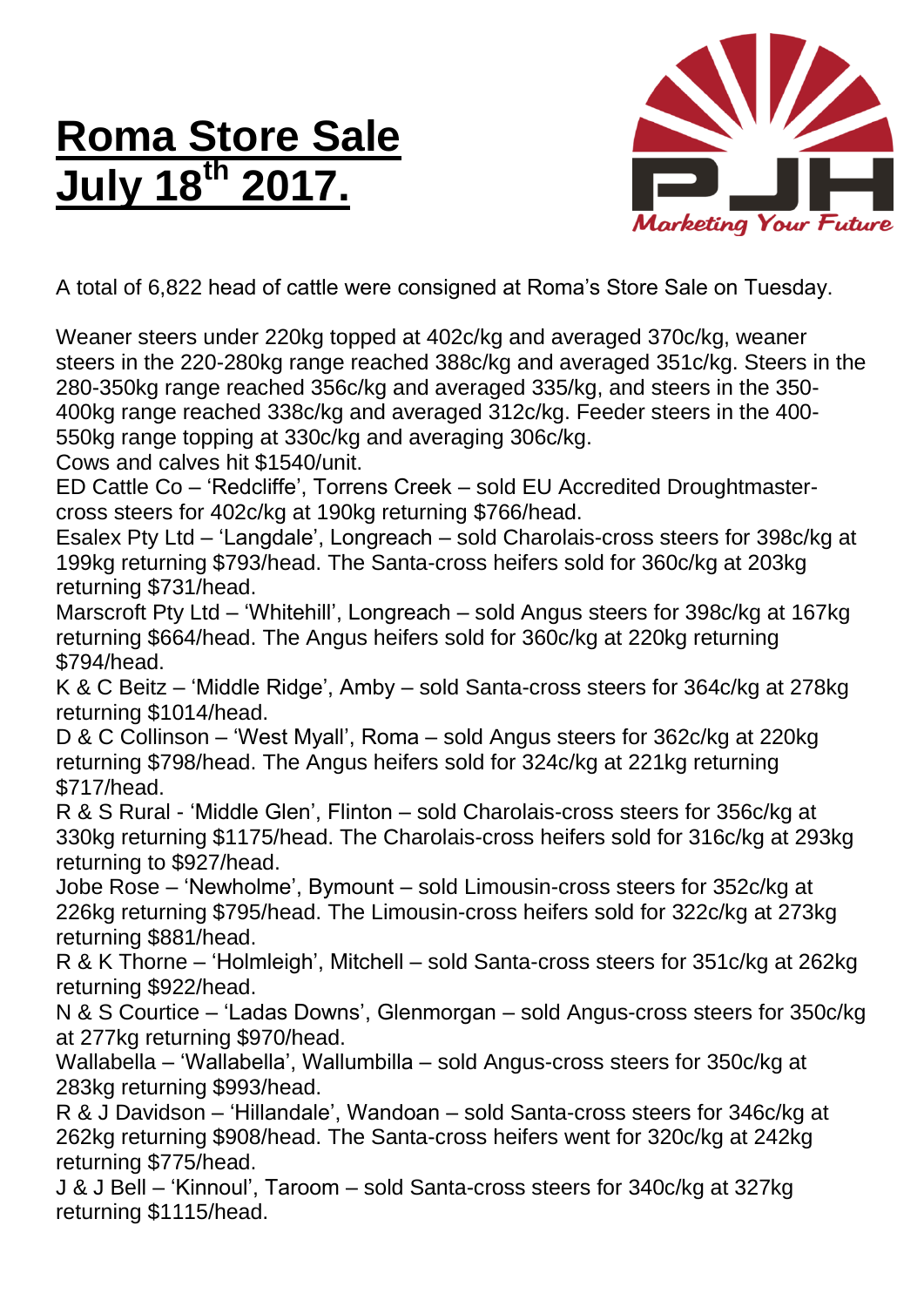# Roma Store Sale July 18th 2017.

A total of 6,822 head of cattle were consigned at Roma's Store Sale on Tuesday.

Weaner steers under 220kg topped at 402c/kg and averaged 370c/kg, weaner steers in the 220-280kg range reached 388c/kg and averaged 351c/kg. Steers in the 280-350kg range reached 356c/kg and averaged 335/kg, and steers in the 350-400kg range reached 338c/kg and averaged 312c/kg. Feeder steers in the 400-550kg range topping at 330c/kg and averaging 306c/kg.

Cows and calves hit $1540/unit.

ED Cattle Co – 'Redcliffe', Torrens Creek – sold EU Accredited Droughtmaster-cross steers for 402c/kg at 190kg returning $766/head.

Esalex Pty Ltd – 'Langdale', Longreach – sold Charolais-cross steers for 398c/kg at 199kg returning $793/head. The Santa-cross heifers sold for 360c/kg at 203kg returning $731/head.

Marscroft Pty Ltd – 'Whitehill', Longreach – sold Angus steers for 398c/kg at 167kg returning $664/head. The Angus heifers sold for 360c/kg at 220kg returning $794/head.

K & C Beitz – 'Middle Ridge', Amby – sold Santa-cross steers for 364c/kg at 278kg returning $1014/head.

D & C Collinson – 'West Myall', Roma – sold Angus steers for 362c/kg at 220kg returning $798/head. The Angus heifers sold for 324c/kg at 221kg returning $717/head.

R & S Rural - 'Middle Glen', Flinton – sold Charolais-cross steers for 356c/kg at 330kg returning $1175/head. The Charolais-cross heifers sold for 316c/kg at 293kg returning to $927/head.

Jobe Rose – 'Newholme', Bymount – sold Limousin-cross steers for 352c/kg at 226kg returning $795/head. The Limousin-cross heifers sold for 322c/kg at 273kg returning $881/head.

R & K Thorne – 'Holmleigh', Mitchell – sold Santa-cross steers for 351c/kg at 262kg returning $922/head.

N & S Courtice – 'Ladas Downs', Glenmorgan – sold Angus-cross steers for 350c/kg at 277kg returning $970/head.

Wallabella – 'Wallabella', Wallumbilla – sold Angus-cross steers for 350c/kg at 283kg returning $993/head.

R & J Davidson – 'Hillandale', Wandoan – sold Santa-cross steers for 346c/kg at 262kg returning $908/head. The Santa-cross heifers went for 320c/kg at 242kg returning $775/head.

J & J Bell – 'Kinnoul', Taroom – sold Santa-cross steers for 340c/kg at 327kg returning $1115/head.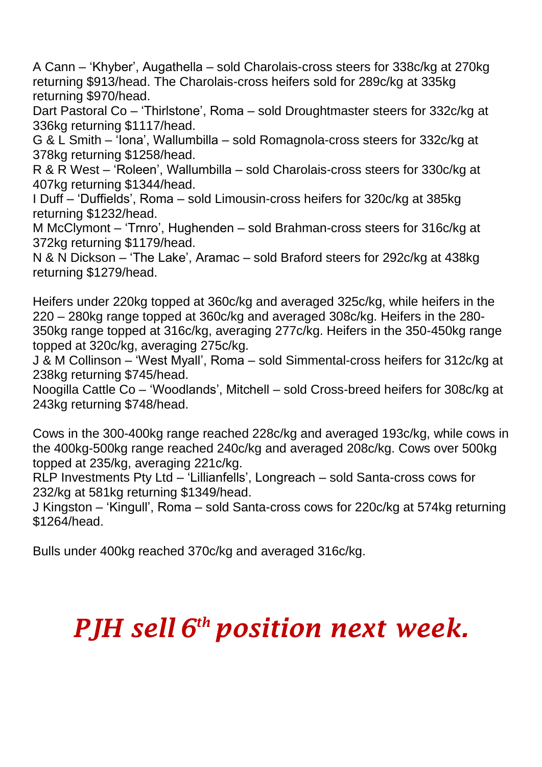A Cann – 'Khyber', Augathella – sold Charolais-cross steers for 338c/kg at 270kg returning $913/head. The Charolais-cross heifers sold for 289c/kg at 335kg returning $970/head.
Dart Pastoral Co – 'Thirlstone', Roma – sold Droughtmaster steers for 332c/kg at 336kg returning $1117/head.
G & L Smith – 'Iona', Wallumbilla – sold Romagnola-cross steers for 332c/kg at 378kg returning $1258/head.
R & R West – 'Roleen', Wallumbilla – sold Charolais-cross steers for 330c/kg at 407kg returning $1344/head.
I Duff – 'Duffields', Roma – sold Limousin-cross heifers for 320c/kg at 385kg returning $1232/head.
M McClymont – 'Trnro', Hughenden – sold Brahman-cross steers for 316c/kg at 372kg returning $1179/head.
N & N Dickson – 'The Lake', Aramac – sold Braford steers for 292c/kg at 438kg returning $1279/head.

Heifers under 220kg topped at 360c/kg and averaged 325c/kg, while heifers in the 220 – 280kg range topped at 360c/kg and averaged 308c/kg. Heifers in the 280-350kg range topped at 316c/kg, averaging 277c/kg. Heifers in the 350-450kg range topped at 320c/kg, averaging 275c/kg.
J & M Collinson – 'West Myall', Roma – sold Simmental-cross heifers for 312c/kg at 238kg returning $745/head.
Noogilla Cattle Co – 'Woodlands', Mitchell – sold Cross-breed heifers for 308c/kg at 243kg returning $748/head.

Cows in the 300-400kg range reached 228c/kg and averaged 193c/kg, while cows in the 400kg-500kg range reached 240c/kg and averaged 208c/kg. Cows over 500kg topped at 235/kg, averaging 221c/kg.
RLP Investments Pty Ltd – 'Lillianfells', Longreach – sold Santa-cross cows for 232/kg at 581kg returning $1349/head.
J Kingston – 'Kingull', Roma – sold Santa-cross cows for 220c/kg at 574kg returning $1264/head.

Bulls under 400kg reached 370c/kg and averaged 316c/kg.

***PJH sell 6th position next week.***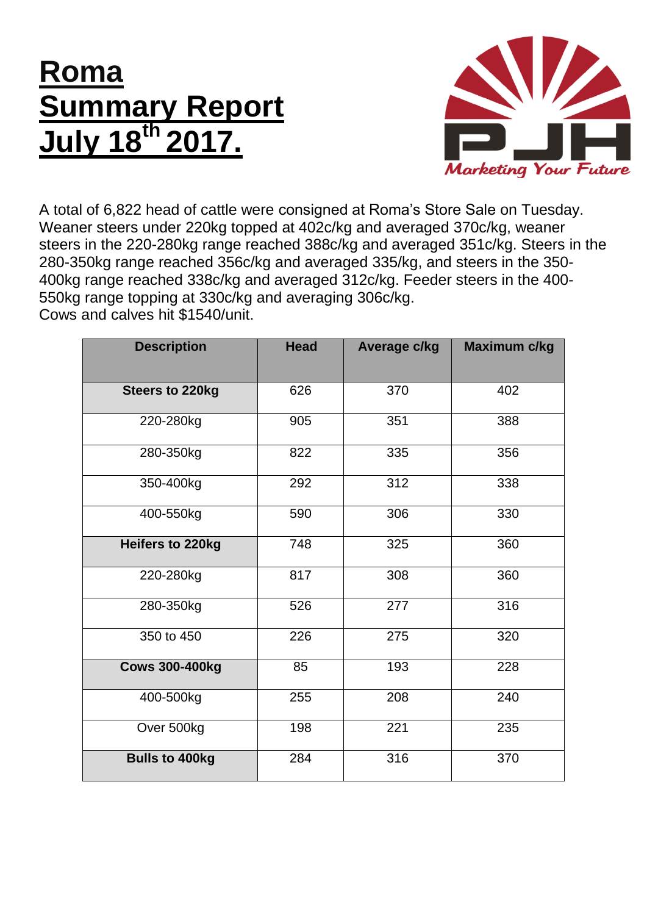# Roma Summary Report July 18th 2017.

PJH

*Marketing Your Future*

A total of 6,822 head of cattle were consigned at Roma's Store Sale on Tuesday. Weaner steers under 220kg topped at 402c/kg and averaged 370c/kg, weaner steers in the 220-280kg range reached 388c/kg and averaged 351c/kg. Steers in the 280-350kg range reached 356c/kg and averaged 335/kg, and steers in the 350-400kg range reached 338c/kg and averaged 312c/kg. Feeder steers in the 400-550kg range topping at 330c/kg and averaging 306c/kg.
Cows and calves hit $1540/unit.

| Description | Head | Average c/kg | Maximum c/kg |
|---|---|---|---|
| **Steers to 220kg** | 626 | 370 | 402 |
| 220-280kg | 905 | 351 | 388 |
| 280-350kg | 822 | 335 | 356 |
| 350-400kg | 292 | 312 | 338 |
| 400-550kg | 590 | 306 | 330 |
| **Heifers to 220kg** | 748 | 325 | 360 |
| 220-280kg | 817 | 308 | 360 |
| 280-350kg | 526 | 277 | 316 |
| 350 to 450 | 226 | 275 | 320 |
| **Cows 300-400kg** | 85 | 193 | 228 |
| 400-500kg | 255 | 208 | 240 |
| Over 500kg | 198 | 221 | 235 |
| **Bulls to 400kg** | 284 | 316 | 370 |